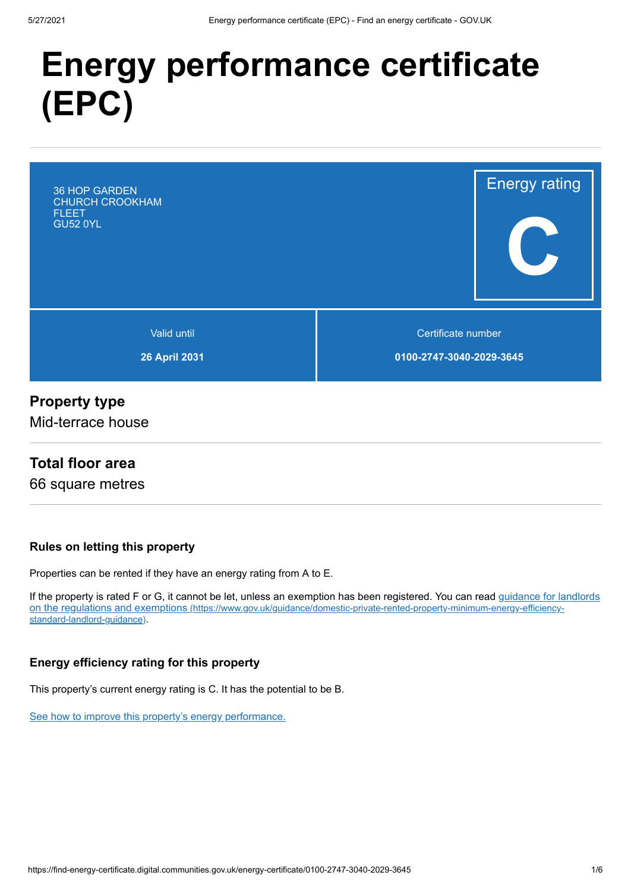# Energy performance certificate (EPC)

36 HOP GARDEN
CHURCH CROOKHAM
FLEET
GU52 0YL

Energy rating

**C**

| Valid until | Certificate number |
| --- | --- |
| **26 April 2031** | **0100-2747-3040-2029-3645** |

## Property type

Mid-terrace house

## Total floor area

66 square metres

### Rules on letting this property

Properties can be rented if they have an energy rating from A to E.

If the property is rated F or G, it cannot be let, unless an exemption has been registered. You can read guidance for landlords on the regulations and exemptions (https://www.gov.uk/guidance/domestic-private-rented-property-minimum-energy-efficiency-standard-landlord-guidance).

### Energy efficiency rating for this property

This property's current energy rating is C. It has the potential to be B.

See how to improve this property's energy performance.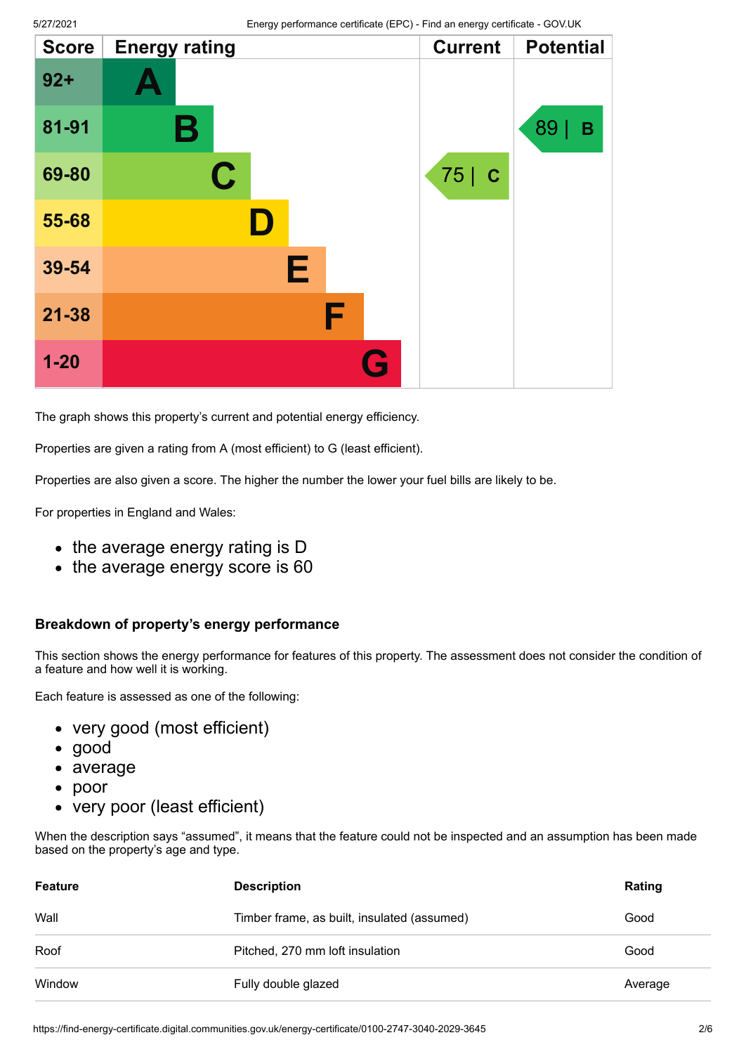| Score | Energy rating | Current | Potential |
|---|---|---|---|
| 92+ | A | | |
| 81-91 | B | | 89 \| B |
| 69-80 | C | 75 \| C | |
| 55-68 | D | | |
| 39-54 | E | | |
| 21-38 | F | | |
| 1-20 | G | | |

The graph shows this property's current and potential energy efficiency.

Properties are given a rating from A (most efficient) to G (least efficient).

Properties are also given a score. The higher the number the lower your fuel bills are likely to be.

For properties in England and Wales:

- the average energy rating is D
- the average energy score is 60

#### Breakdown of property's energy performance

This section shows the energy performance for features of this property. The assessment does not consider the condition of a feature and how well it is working.

Each feature is assessed as one of the following:

- very good (most efficient)
- good
- average
- poor
- very poor (least efficient)

When the description says "assumed", it means that the feature could not be inspected and an assumption has been made based on the property's age and type.

| Feature | Description | Rating |
|---|---|---|
| Wall | Timber frame, as built, insulated (assumed) | Good |
| Roof | Pitched, 270 mm loft insulation | Good |
| Window | Fully double glazed | Average |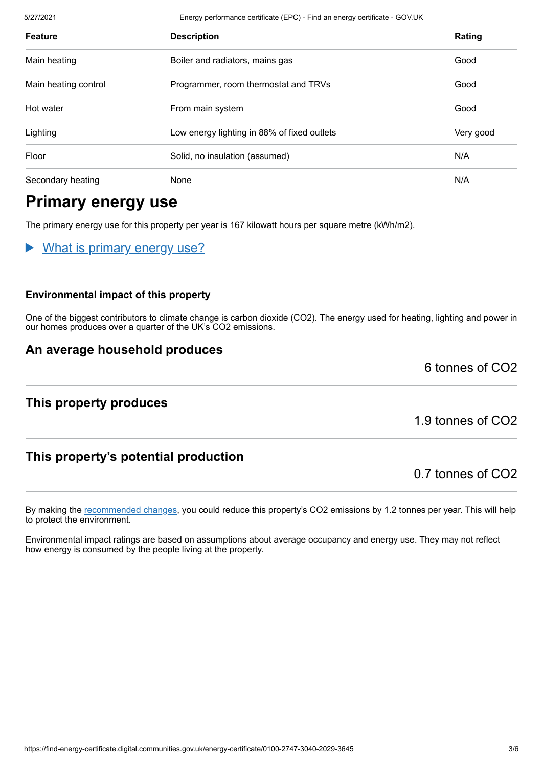| Feature | Description | Rating |
| --- | --- | --- |
| Main heating | Boiler and radiators, mains gas | Good |
| Main heating control | Programmer, room thermostat and TRVs | Good |
| Hot water | From main system | Good |
| Lighting | Low energy lighting in 88% of fixed outlets | Very good |
| Floor | Solid, no insulation (assumed) | N/A |
| Secondary heating | None | N/A |

## Primary energy use

The primary energy use for this property per year is 167 kilowatt hours per square metre (kWh/m2).

▶ What is primary energy use?

#### Environmental impact of this property

One of the biggest contributors to climate change is carbon dioxide ($CO_2$). The energy used for heating, lighting and power in our homes produces over a quarter of the UK's $CO_2$ emissions.

### An average household produces

6 tonnes of $CO_2$

### This property produces

1.9 tonnes of $CO_2$

### This property's potential production

0.7 tonnes of $CO_2$

By making the recommended changes, you could reduce this property's $CO_2$ emissions by 1.2 tonnes per year. This will help to protect the environment.

Environmental impact ratings are based on assumptions about average occupancy and energy use. They may not reflect how energy is consumed by the people living at the property.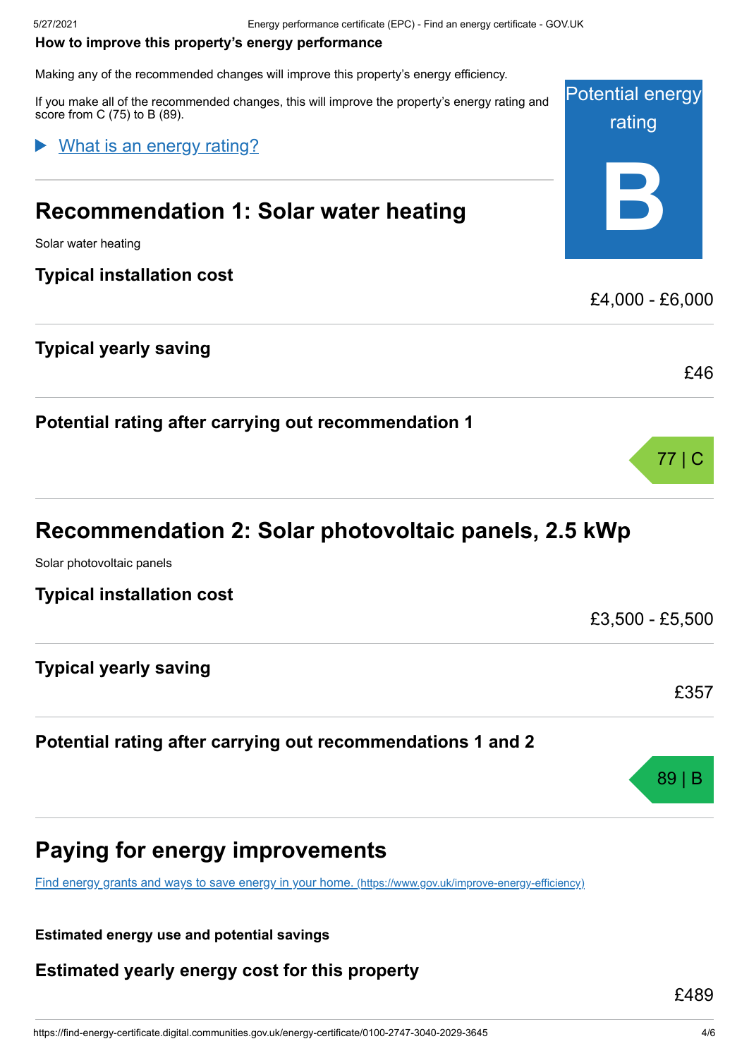**How to improve this property's energy performance**

Making any of the recommended changes will improve this property's energy efficiency.

If you make all of the recommended changes, this will improve the property's energy rating and score from C (75) to B (89).

Potential energy rating

**B**

▶ What is an energy rating?

## Recommendation 1: Solar water heating

Solar water heating

### Typical installation cost

£4,000 - £6,000

### Typical yearly saving

£46

### Potential rating after carrying out recommendation 1

77 | C

## Recommendation 2: Solar photovoltaic panels, 2.5 kWp

Solar photovoltaic panels

### Typical installation cost

£3,500 - £5,500

### Typical yearly saving

£357

### Potential rating after carrying out recommendations 1 and 2

89 | B

## Paying for energy improvements

Find energy grants and ways to save energy in your home. (https://www.gov.uk/improve-energy-efficiency)

**Estimated energy use and potential savings**

### Estimated yearly energy cost for this property

£489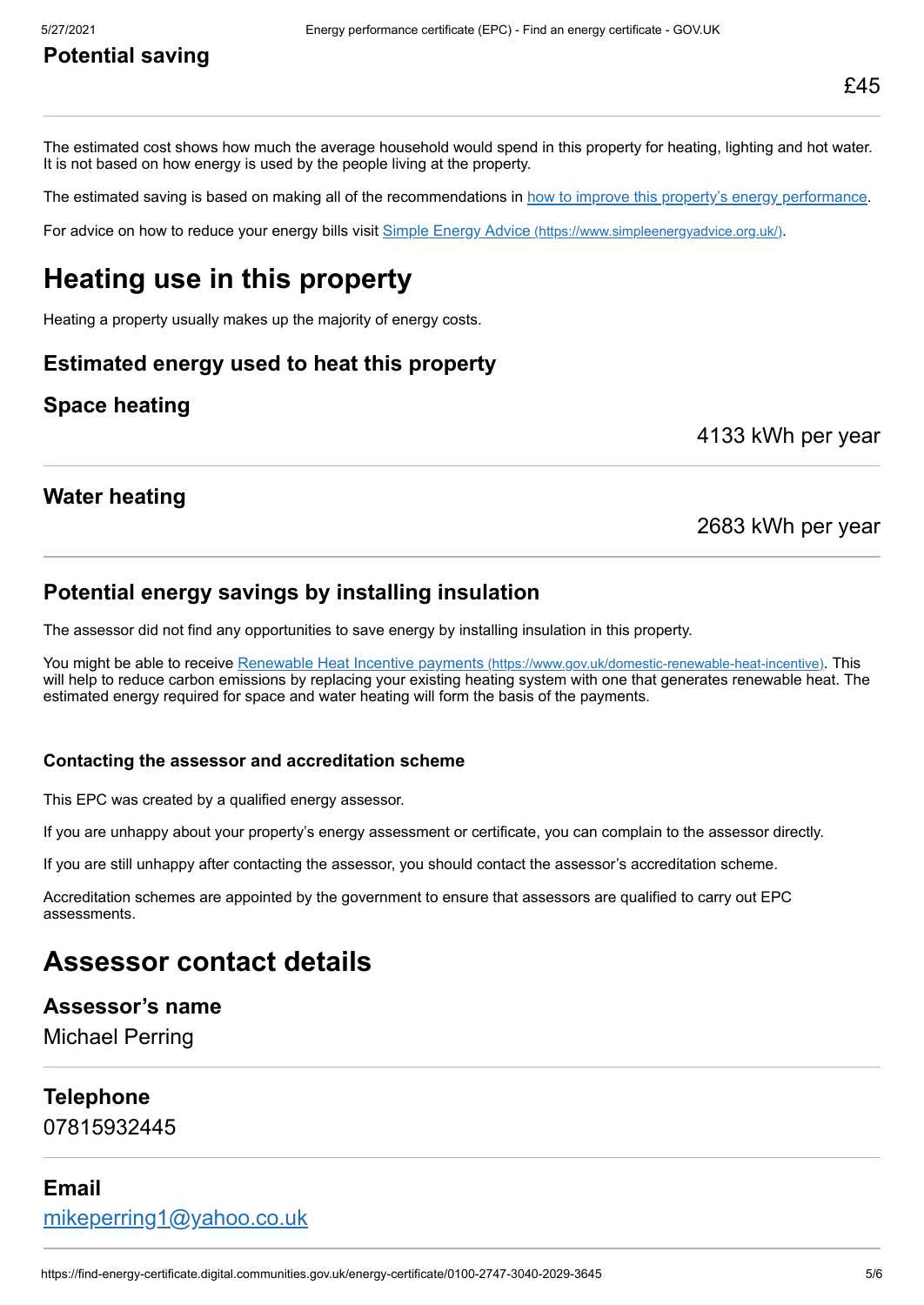## Potential saving

£45

The estimated cost shows how much the average household would spend in this property for heating, lighting and hot water. It is not based on how energy is used by the people living at the property.

The estimated saving is based on making all of the recommendations in [how to improve this property's energy performance](#).

For advice on how to reduce your energy bills visit [Simple Energy Advice (https://www.simpleenergyadvice.org.uk/)](https://www.simpleenergyadvice.org.uk/).

# Heating use in this property

Heating a property usually makes up the majority of energy costs.

## Estimated energy used to heat this property

## Space heating

4133 kWh per year

## Water heating

2683 kWh per year

## Potential energy savings by installing insulation

The assessor did not find any opportunities to save energy by installing insulation in this property.

You might be able to receive [Renewable Heat Incentive payments (https://www.gov.uk/domestic-renewable-heat-incentive)](https://www.gov.uk/domestic-renewable-heat-incentive). This will help to reduce carbon emissions by replacing your existing heating system with one that generates renewable heat. The estimated energy required for space and water heating will form the basis of the payments.

### Contacting the assessor and accreditation scheme

This EPC was created by a qualified energy assessor.

If you are unhappy about your property's energy assessment or certificate, you can complain to the assessor directly.

If you are still unhappy after contacting the assessor, you should contact the assessor's accreditation scheme.

Accreditation schemes are appointed by the government to ensure that assessors are qualified to carry out EPC assessments.

# Assessor contact details

## Assessor's name

Michael Perring

## Telephone

07815932445

## Email

[mikeperring1@yahoo.co.uk](mailto:mikeperring1@yahoo.co.uk)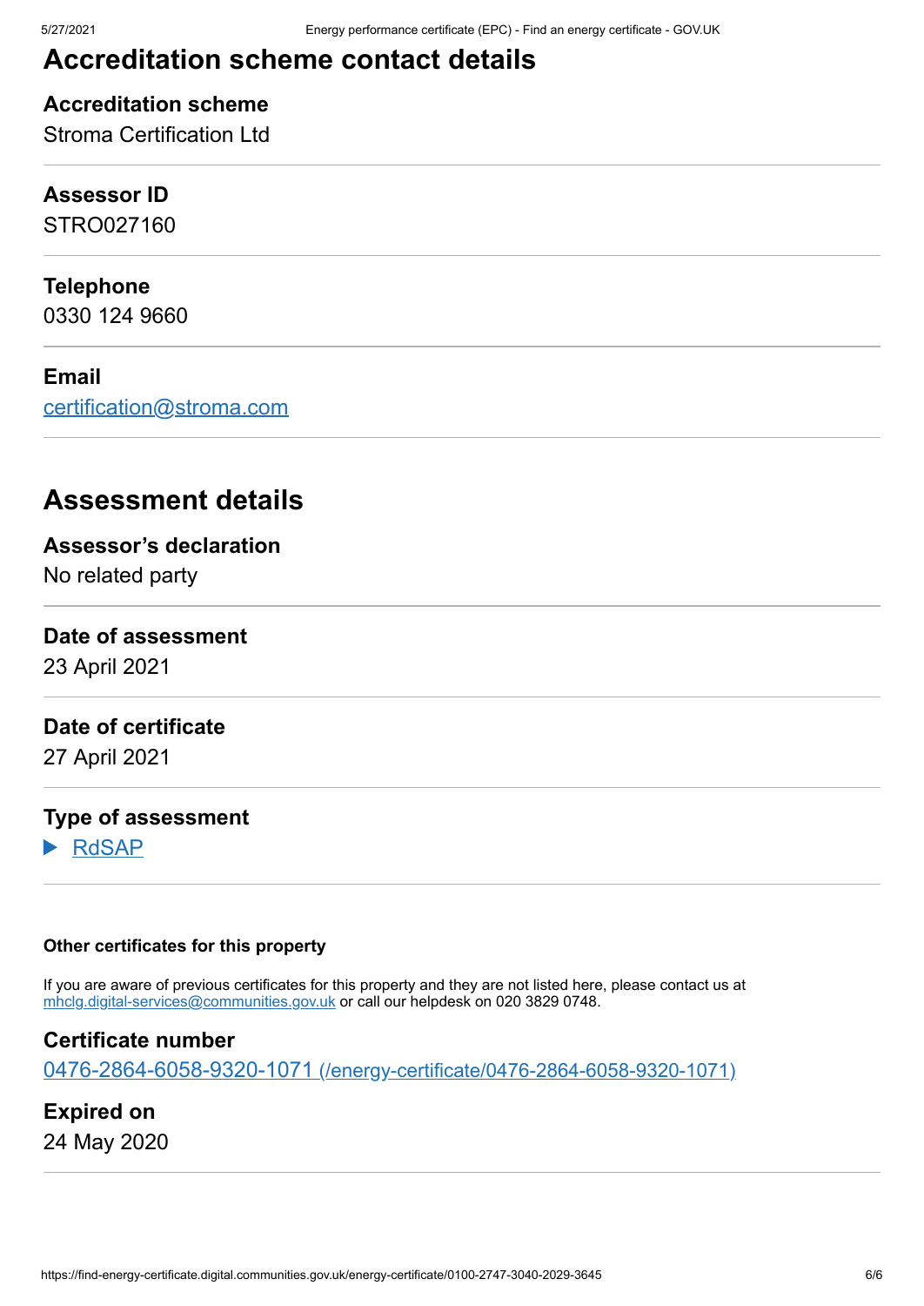## Accreditation scheme contact details

**Accreditation scheme**
Stroma Certification Ltd

**Assessor ID**
STRO027160

**Telephone**
0330 124 9660

**Email**
[certification@stroma.com](mailto:certification@stroma.com)

## Assessment details

**Assessor's declaration**
No related party

**Date of assessment**
23 April 2021

**Date of certificate**
27 April 2021

**Type of assessment**
▶ RdSAP

#### Other certificates for this property

If you are aware of previous certificates for this property and they are not listed here, please contact us at mhclg.digital-services@communities.gov.uk or call our helpdesk on 020 3829 0748.

**Certificate number**
0476-2864-6058-9320-1071 (/energy-certificate/0476-2864-6058-9320-1071)

**Expired on**
24 May 2020